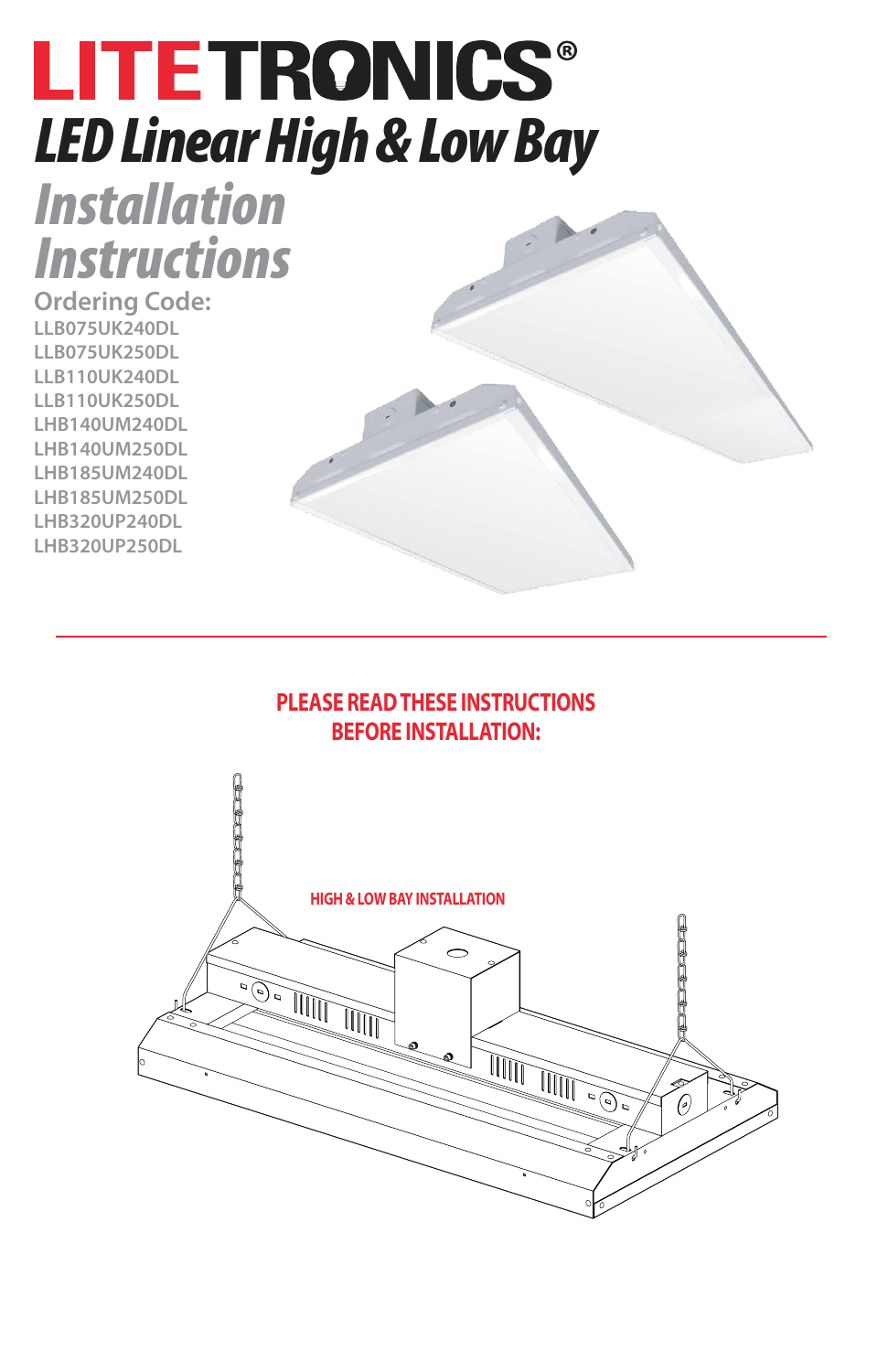# LITETRONICS®

## *LED Linear High & Low Bay*

## *Installation Instructions*

**Ordering Code:**

- LLB075UK240DL
- LLB075UK250DL
- LLB110UK240DL
- LLB110UK250DL
- LHB140UM240DL
- LHB140UM250DL
- LHB185UM240DL
- LHB185UM250DL
- LHB320UP240DL
- LHB320UP250DL

**PLEASE READ THESE INSTRUCTIONS BEFORE INSTALLATION:**

HIGH & LOW BAY INSTALLATION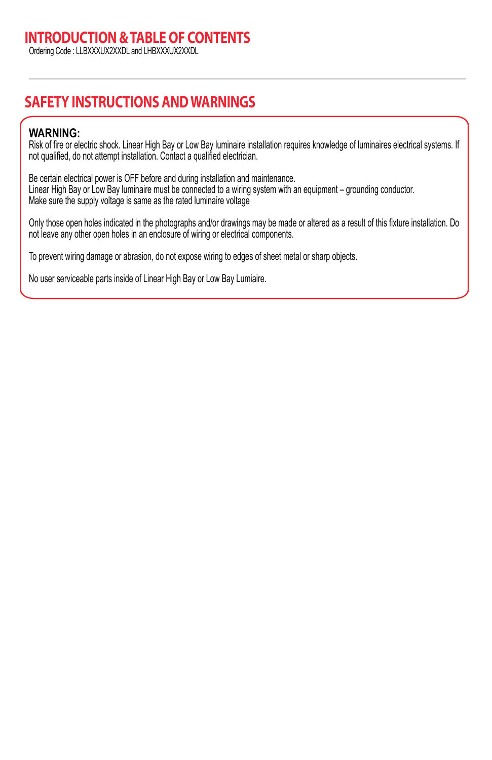# INTRODUCTION & TABLE OF CONTENTS

Ordering Code : LLBXXXUX2XXDL and LHBXXXUX2XXDL

## SAFETY INSTRUCTIONS AND WARNINGS

**WARNING:**
Risk of fire or electric shock. Linear High Bay or Low Bay luminaire installation requires knowledge of luminaires electrical systems. If not qualified, do not attempt installation. Contact a qualified electrician.

Be certain electrical power is OFF before and during installation and maintenance.
Linear High Bay or Low Bay luminaire must be connected to a wiring system with an equipment – grounding conductor.
Make sure the supply voltage is same as the rated luminaire voltage

Only those open holes indicated in the photographs and/or drawings may be made or altered as a result of this fixture installation. Do not leave any other open holes in an enclosure of wiring or electrical components.

To prevent wiring damage or abrasion, do not expose wiring to edges of sheet metal or sharp objects.

No user serviceable parts inside of Linear High Bay or Low Bay Lumiaire.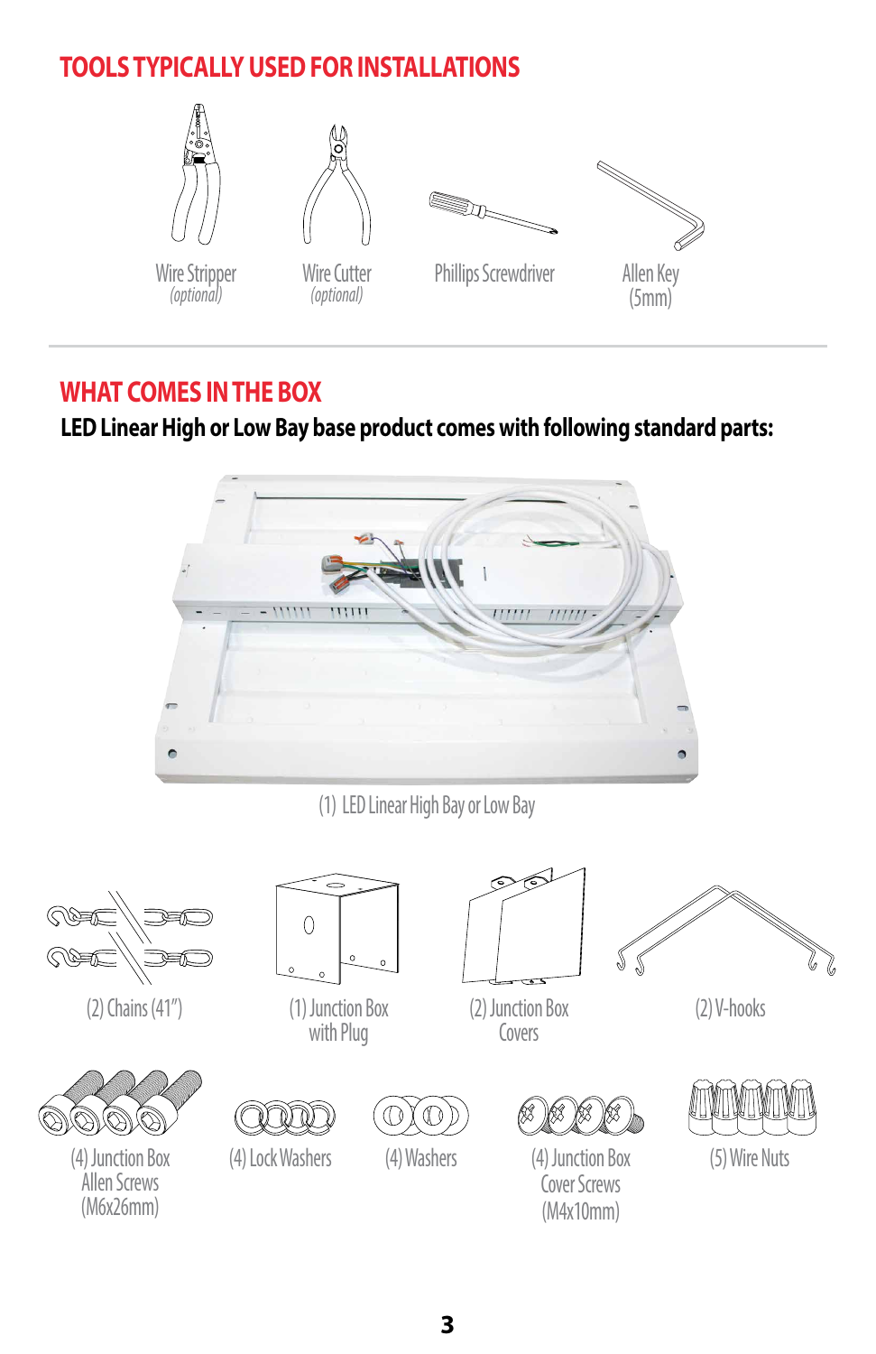## TOOLS TYPICALLY USED FOR INSTALLATIONS

- Wire Stripper *(optional)*
- Wire Cutter *(optional)*
- Phillips Screwdriver
- Allen Key (5mm)

## WHAT COMES IN THE BOX

**LED Linear High or Low Bay base product comes with following standard parts:**

(1) LED Linear High Bay or Low Bay

(2) Chains (41")

(1) Junction Box with Plug

(2) Junction Box Covers

(2) V-hooks

(4) Junction Box Allen Screws (M6x26mm)

(4) Lock Washers

(4) Washers

(4) Junction Box Cover Screws (M4x10mm)

(5) Wire Nuts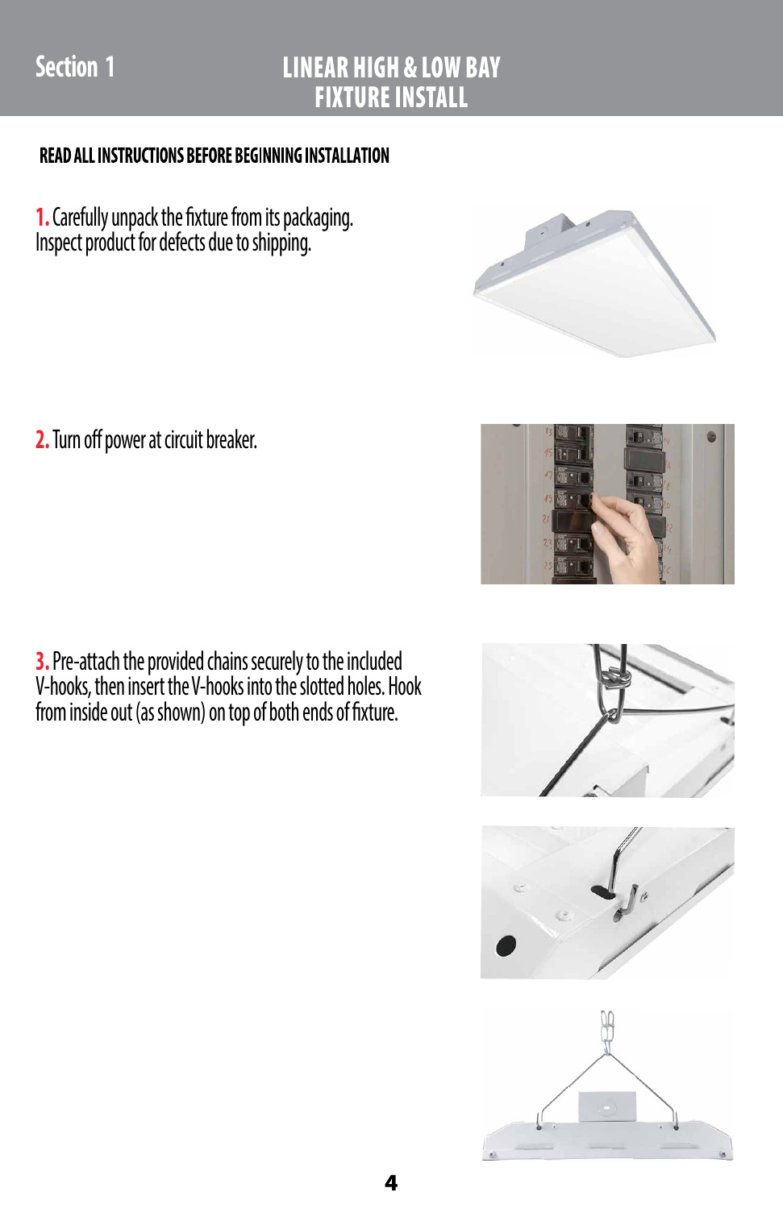# Section 1 — LINEAR HIGH & LOW BAY FIXTURE INSTALL

**READ ALL INSTRUCTIONS BEFORE BEGINNING INSTALLATION**

**1.** Carefully unpack the fixture from its packaging. Inspect product for defects due to shipping.

**2.** Turn off power at circuit breaker.

**3.** Pre-attach the provided chains securely to the included V-hooks, then insert the V-hooks into the slotted holes. Hook from inside out (as shown) on top of both ends of fixture.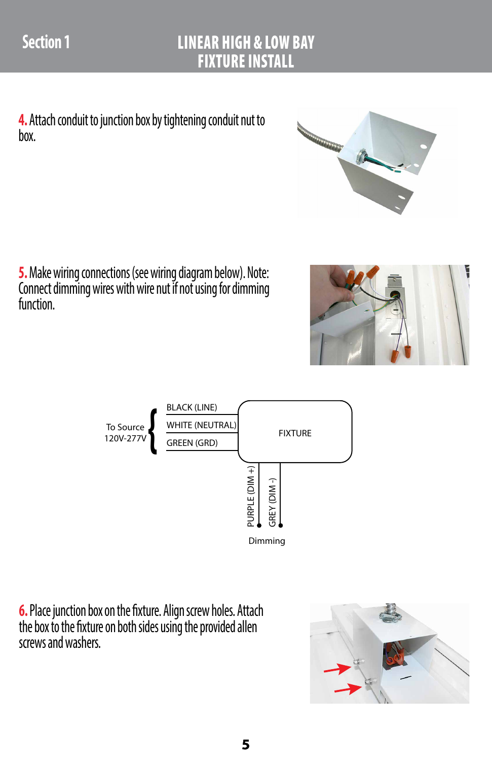# Section 1 — LINEAR HIGH & LOW BAY FIXTURE INSTALL

**4.** Attach conduit to junction box by tightening conduit nut to box.

**5.** Make wiring connections (see wiring diagram below). Note: Connect dimming wires with wire nut if not using for dimming function.

To Source 120V-277V
- BLACK (LINE)
- WHITE (NEUTRAL)
- GREEN (GRD)

FIXTURE

PURPLE (DIM +)
GREY (DIM -)

Dimming

**6.** Place junction box on the fixture. Align screw holes. Attach the box to the fixture on both sides using the provided allen screws and washers.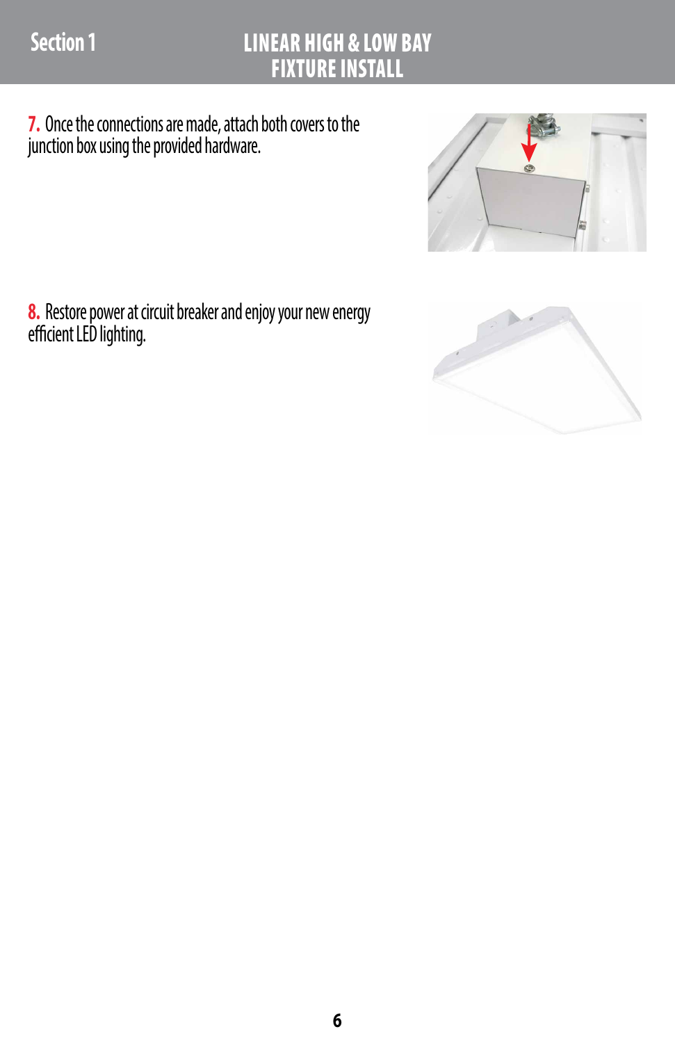Section 1

# LINEAR HIGH & LOW BAY FIXTURE INSTALL

**7.** Once the connections are made, attach both covers to the junction box using the provided hardware.

**8.** Restore power at circuit breaker and enjoy your new energy efficient LED lighting.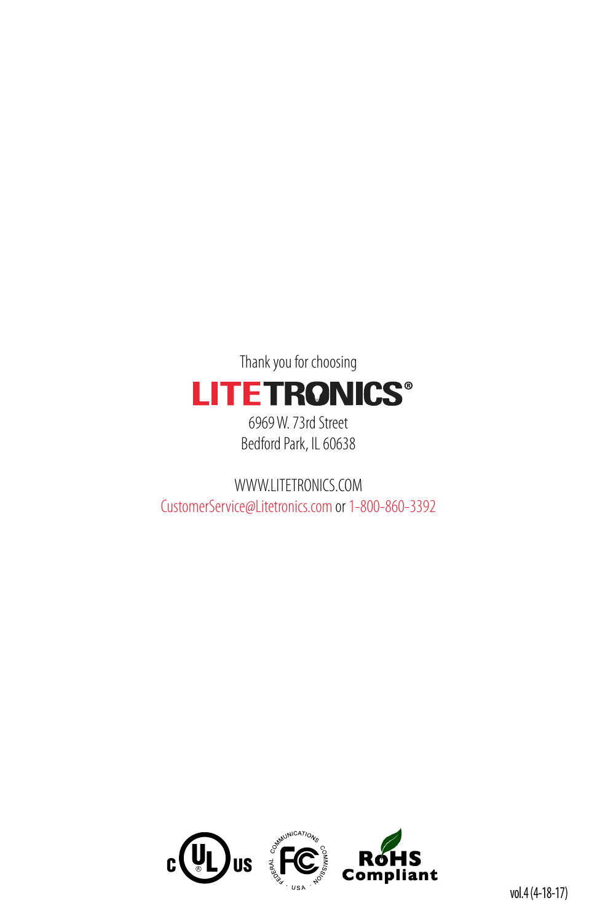Thank you for choosing

**LITETRONICS®**

6969 W. 73rd Street
Bedford Park, IL 60638

WWW.LITETRONICS.COM
CustomerService@Litetronics.com or 1-800-860-3392

vol.4 (4-18-17)